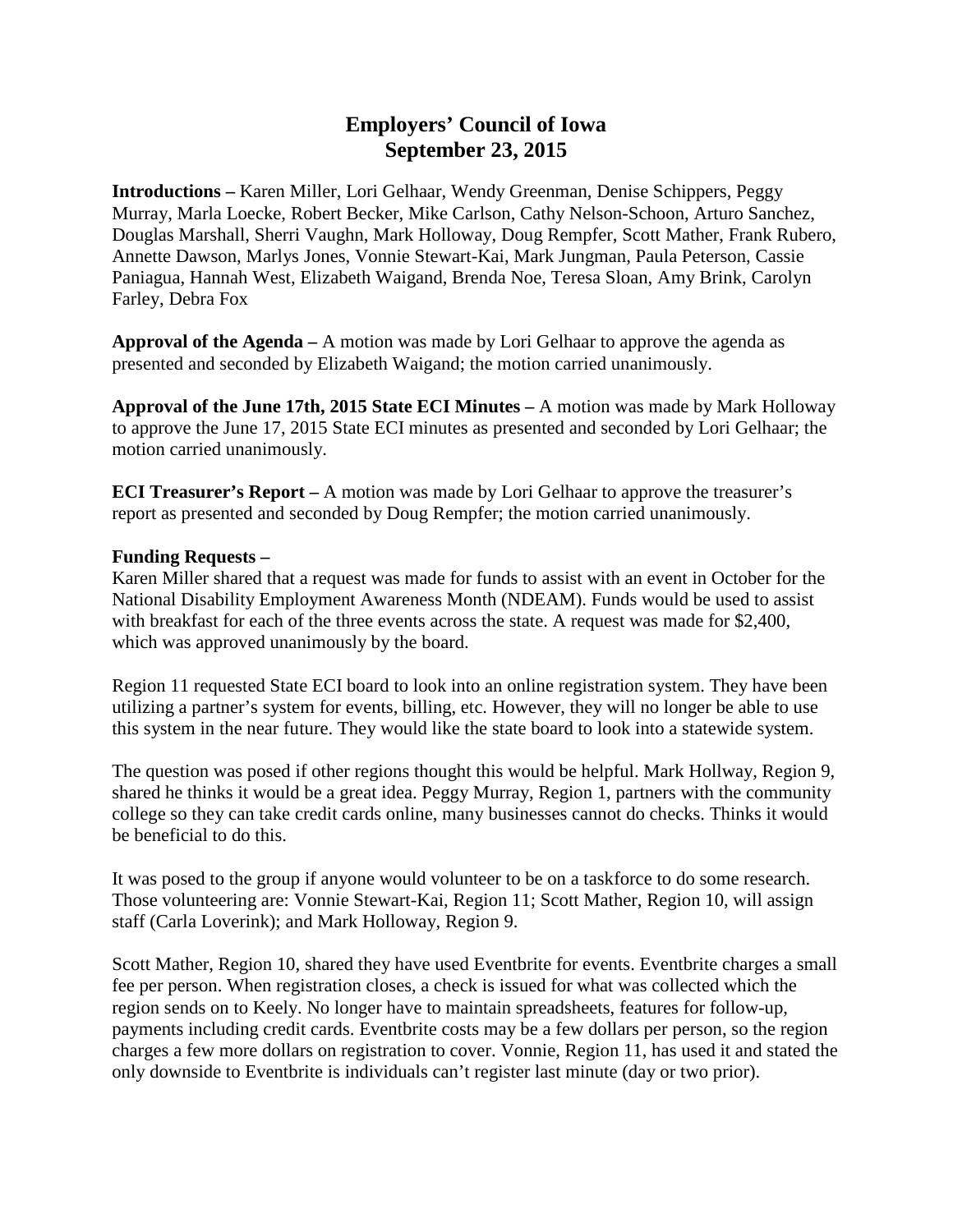# Employers' Council of Iowa
## September 23, 2015

**Introductions –** Karen Miller, Lori Gelhaar, Wendy Greenman, Denise Schippers, Peggy Murray, Marla Loecke, Robert Becker, Mike Carlson, Cathy Nelson-Schoon, Arturo Sanchez, Douglas Marshall, Sherri Vaughn, Mark Holloway, Doug Rempfer, Scott Mather, Frank Rubero, Annette Dawson, Marlys Jones, Vonnie Stewart-Kai, Mark Jungman, Paula Peterson, Cassie Paniagua, Hannah West, Elizabeth Waigand, Brenda Noe, Teresa Sloan, Amy Brink, Carolyn Farley, Debra Fox

**Approval of the Agenda –** A motion was made by Lori Gelhaar to approve the agenda as presented and seconded by Elizabeth Waigand; the motion carried unanimously.

**Approval of the June 17th, 2015 State ECI Minutes –** A motion was made by Mark Holloway to approve the June 17, 2015 State ECI minutes as presented and seconded by Lori Gelhaar; the motion carried unanimously.

**ECI Treasurer's Report –** A motion was made by Lori Gelhaar to approve the treasurer's report as presented and seconded by Doug Rempfer; the motion carried unanimously.

**Funding Requests –**

Karen Miller shared that a request was made for funds to assist with an event in October for the National Disability Employment Awareness Month (NDEAM). Funds would be used to assist with breakfast for each of the three events across the state. A request was made for $2,400, which was approved unanimously by the board.

Region 11 requested State ECI board to look into an online registration system. They have been utilizing a partner's system for events, billing, etc. However, they will no longer be able to use this system in the near future. They would like the state board to look into a statewide system.

The question was posed if other regions thought this would be helpful. Mark Hollway, Region 9, shared he thinks it would be a great idea. Peggy Murray, Region 1, partners with the community college so they can take credit cards online, many businesses cannot do checks. Thinks it would be beneficial to do this.

It was posed to the group if anyone would volunteer to be on a taskforce to do some research. Those volunteering are: Vonnie Stewart-Kai, Region 11; Scott Mather, Region 10, will assign staff (Carla Loverink); and Mark Holloway, Region 9.

Scott Mather, Region 10, shared they have used Eventbrite for events. Eventbrite charges a small fee per person. When registration closes, a check is issued for what was collected which the region sends on to Keely. No longer have to maintain spreadsheets, features for follow-up, payments including credit cards. Eventbrite costs may be a few dollars per person, so the region charges a few more dollars on registration to cover. Vonnie, Region 11, has used it and stated the only downside to Eventbrite is individuals can't register last minute (day or two prior).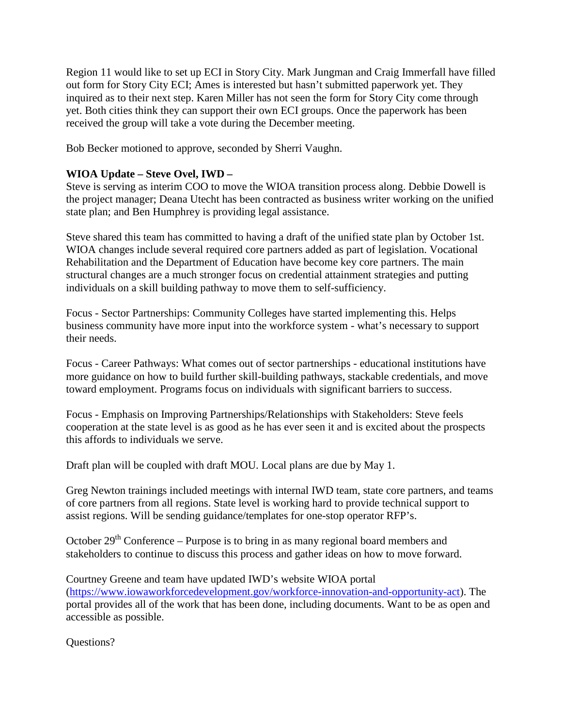Region 11 would like to set up ECI in Story City. Mark Jungman and Craig Immerfall have filled out form for Story City ECI; Ames is interested but hasn't submitted paperwork yet. They inquired as to their next step. Karen Miller has not seen the form for Story City come through yet. Both cities think they can support their own ECI groups. Once the paperwork has been received the group will take a vote during the December meeting.

Bob Becker motioned to approve, seconded by Sherri Vaughn.

**WIOA Update – Steve Ovel, IWD –**
Steve is serving as interim COO to move the WIOA transition process along. Debbie Dowell is the project manager; Deana Utecht has been contracted as business writer working on the unified state plan; and Ben Humphrey is providing legal assistance.

Steve shared this team has committed to having a draft of the unified state plan by October 1st. WIOA changes include several required core partners added as part of legislation. Vocational Rehabilitation and the Department of Education have become key core partners. The main structural changes are a much stronger focus on credential attainment strategies and putting individuals on a skill building pathway to move them to self-sufficiency.

Focus - Sector Partnerships: Community Colleges have started implementing this. Helps business community have more input into the workforce system - what's necessary to support their needs.

Focus - Career Pathways: What comes out of sector partnerships - educational institutions have more guidance on how to build further skill-building pathways, stackable credentials, and move toward employment. Programs focus on individuals with significant barriers to success.

Focus - Emphasis on Improving Partnerships/Relationships with Stakeholders: Steve feels cooperation at the state level is as good as he has ever seen it and is excited about the prospects this affords to individuals we serve.

Draft plan will be coupled with draft MOU. Local plans are due by May 1.

Greg Newton trainings included meetings with internal IWD team, state core partners, and teams of core partners from all regions. State level is working hard to provide technical support to assist regions. Will be sending guidance/templates for one-stop operator RFP's.

October 29th Conference – Purpose is to bring in as many regional board members and stakeholders to continue to discuss this process and gather ideas on how to move forward.

Courtney Greene and team have updated IWD's website WIOA portal (https://www.iowaworkforcedevelopment.gov/workforce-innovation-and-opportunity-act). The portal provides all of the work that has been done, including documents. Want to be as open and accessible as possible.

Questions?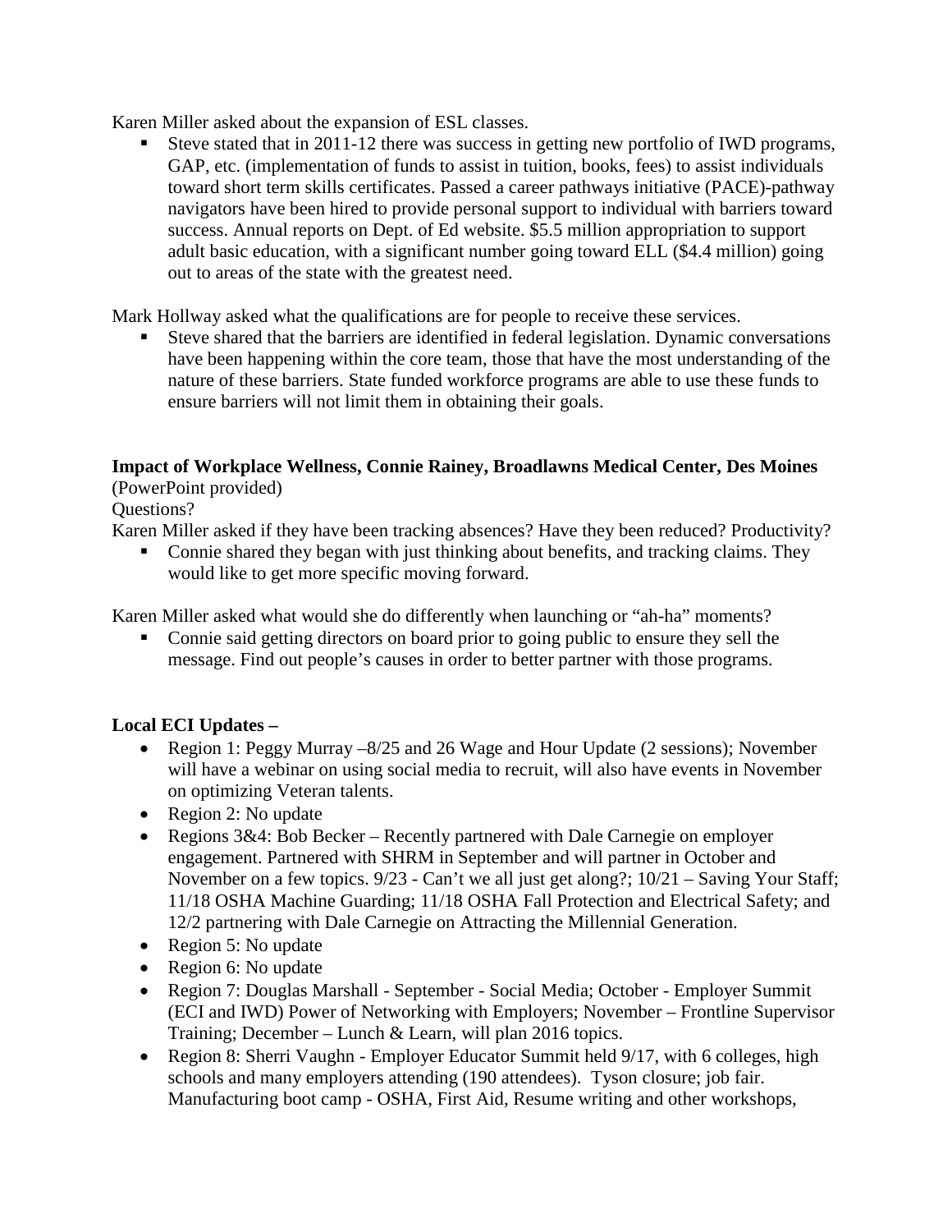Karen Miller asked about the expansion of ESL classes.

- Steve stated that in 2011-12 there was success in getting new portfolio of IWD programs, GAP, etc. (implementation of funds to assist in tuition, books, fees) to assist individuals toward short term skills certificates. Passed a career pathways initiative (PACE)-pathway navigators have been hired to provide personal support to individual with barriers toward success. Annual reports on Dept. of Ed website. $5.5 million appropriation to support adult basic education, with a significant number going toward ELL ($4.4 million) going out to areas of the state with the greatest need.

Mark Hollway asked what the qualifications are for people to receive these services.

- Steve shared that the barriers are identified in federal legislation. Dynamic conversations have been happening within the core team, those that have the most understanding of the nature of these barriers. State funded workforce programs are able to use these funds to ensure barriers will not limit them in obtaining their goals.

**Impact of Workplace Wellness, Connie Rainey, Broadlawns Medical Center, Des Moines**
(PowerPoint provided)
Questions?
Karen Miller asked if they have been tracking absences? Have they been reduced? Productivity?

- Connie shared they began with just thinking about benefits, and tracking claims. They would like to get more specific moving forward.

Karen Miller asked what would she do differently when launching or "ah-ha" moments?

- Connie said getting directors on board prior to going public to ensure they sell the message. Find out people's causes in order to better partner with those programs.

**Local ECI Updates –**

- Region 1: Peggy Murray –8/25 and 26 Wage and Hour Update (2 sessions); November will have a webinar on using social media to recruit, will also have events in November on optimizing Veteran talents.
- Region 2: No update
- Regions 3&4: Bob Becker – Recently partnered with Dale Carnegie on employer engagement. Partnered with SHRM in September and will partner in October and November on a few topics. 9/23 - Can't we all just get along?; 10/21 – Saving Your Staff; 11/18 OSHA Machine Guarding; 11/18 OSHA Fall Protection and Electrical Safety; and 12/2 partnering with Dale Carnegie on Attracting the Millennial Generation.
- Region 5: No update
- Region 6: No update
- Region 7: Douglas Marshall - September - Social Media; October - Employer Summit (ECI and IWD) Power of Networking with Employers; November – Frontline Supervisor Training; December – Lunch & Learn, will plan 2016 topics.
- Region 8: Sherri Vaughn - Employer Educator Summit held 9/17, with 6 colleges, high schools and many employers attending (190 attendees). Tyson closure; job fair. Manufacturing boot camp - OSHA, First Aid, Resume writing and other workshops,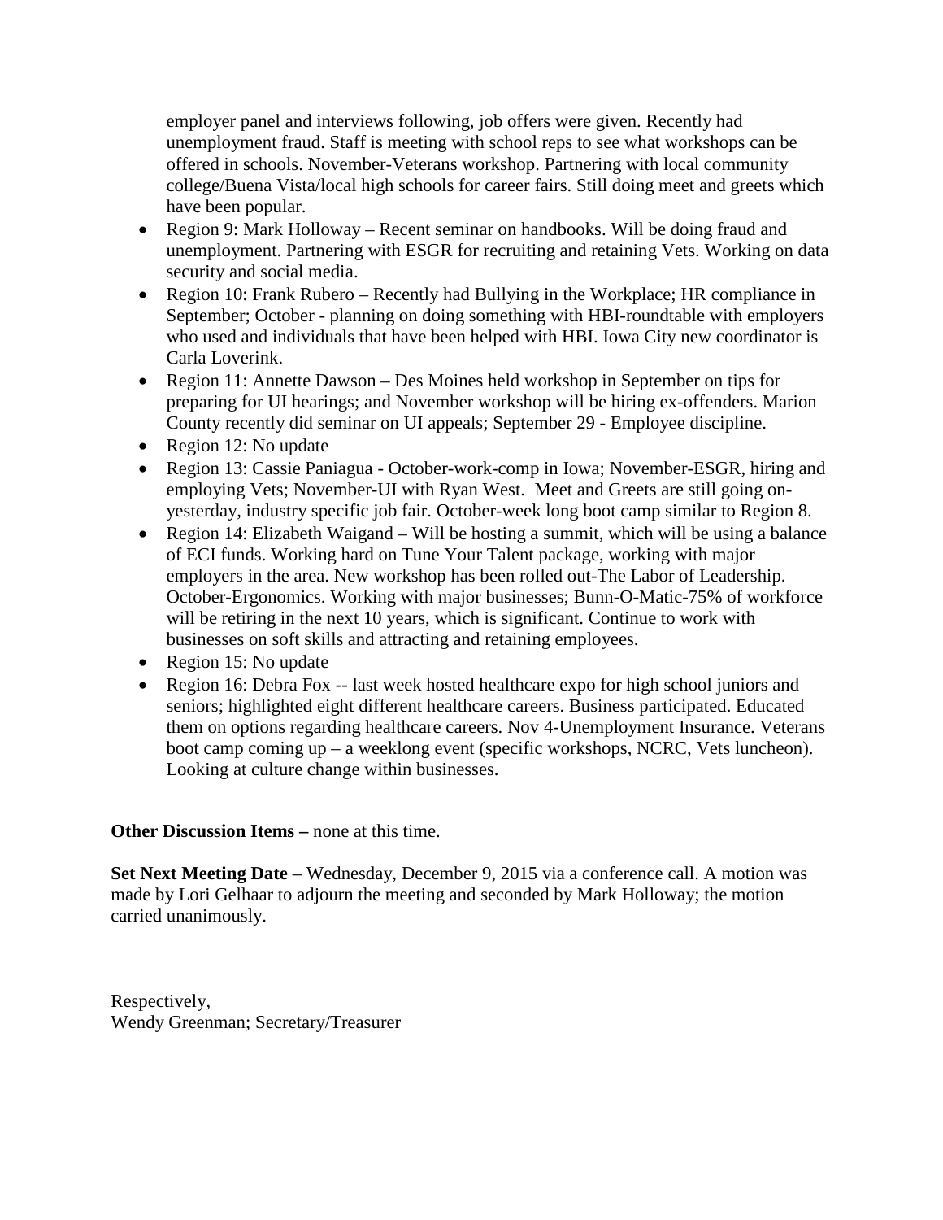employer panel and interviews following, job offers were given. Recently had unemployment fraud. Staff is meeting with school reps to see what workshops can be offered in schools. November-Veterans workshop. Partnering with local community college/Buena Vista/local high schools for career fairs. Still doing meet and greets which have been popular.

- Region 9: Mark Holloway – Recent seminar on handbooks. Will be doing fraud and unemployment. Partnering with ESGR for recruiting and retaining Vets. Working on data security and social media.
- Region 10: Frank Rubero – Recently had Bullying in the Workplace; HR compliance in September; October - planning on doing something with HBI-roundtable with employers who used and individuals that have been helped with HBI. Iowa City new coordinator is Carla Loverink.
- Region 11: Annette Dawson – Des Moines held workshop in September on tips for preparing for UI hearings; and November workshop will be hiring ex-offenders. Marion County recently did seminar on UI appeals; September 29 - Employee discipline.
- Region 12: No update
- Region 13: Cassie Paniagua - October-work-comp in Iowa; November-ESGR, hiring and employing Vets; November-UI with Ryan West. Meet and Greets are still going on-yesterday, industry specific job fair. October-week long boot camp similar to Region 8.
- Region 14: Elizabeth Waigand – Will be hosting a summit, which will be using a balance of ECI funds. Working hard on Tune Your Talent package, working with major employers in the area. New workshop has been rolled out-The Labor of Leadership. October-Ergonomics. Working with major businesses; Bunn-O-Matic-75% of workforce will be retiring in the next 10 years, which is significant. Continue to work with businesses on soft skills and attracting and retaining employees.
- Region 15: No update
- Region 16: Debra Fox -- last week hosted healthcare expo for high school juniors and seniors; highlighted eight different healthcare careers. Business participated. Educated them on options regarding healthcare careers. Nov 4-Unemployment Insurance. Veterans boot camp coming up – a weeklong event (specific workshops, NCRC, Vets luncheon). Looking at culture change within businesses.

**Other Discussion Items –** none at this time.

**Set Next Meeting Date** – Wednesday, December 9, 2015 via a conference call. A motion was made by Lori Gelhaar to adjourn the meeting and seconded by Mark Holloway; the motion carried unanimously.

Respectively,
Wendy Greenman; Secretary/Treasurer